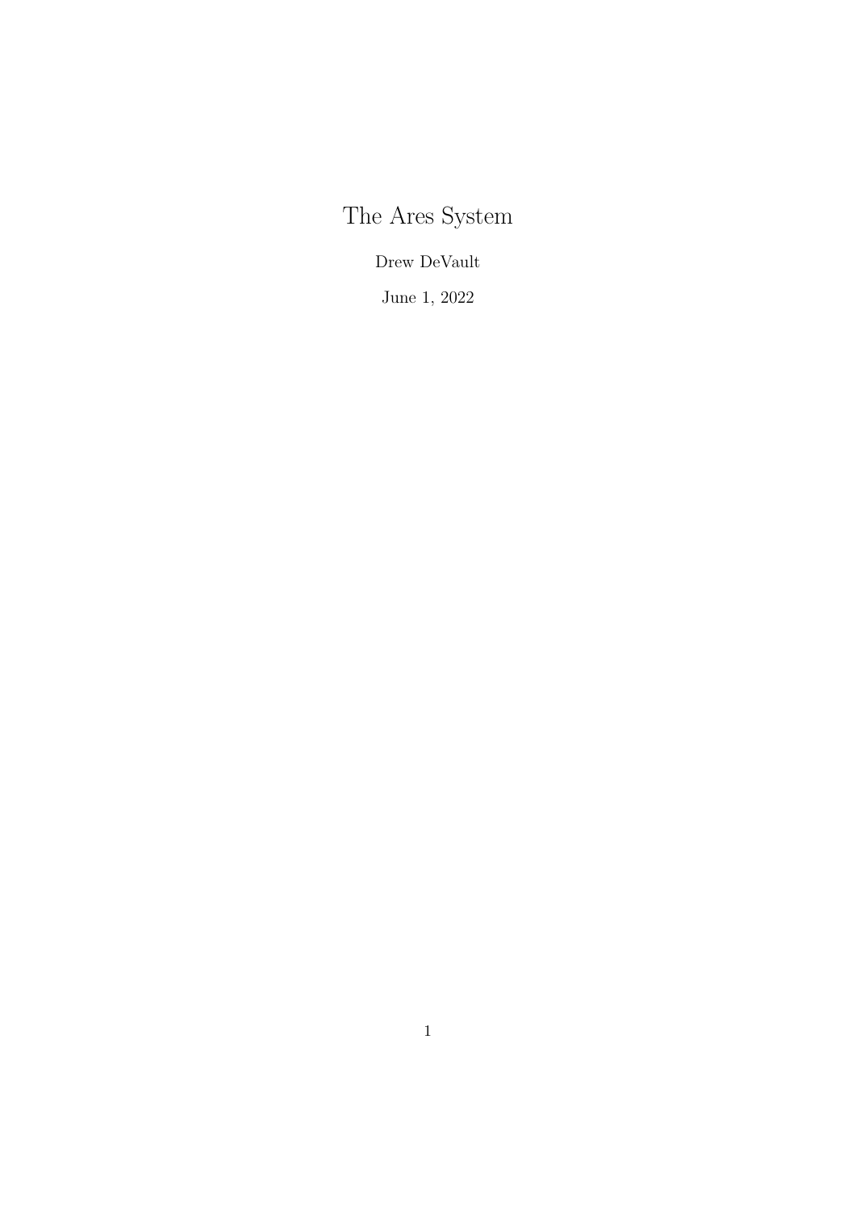# The Ares System

Drew DeVault

June 1, 2022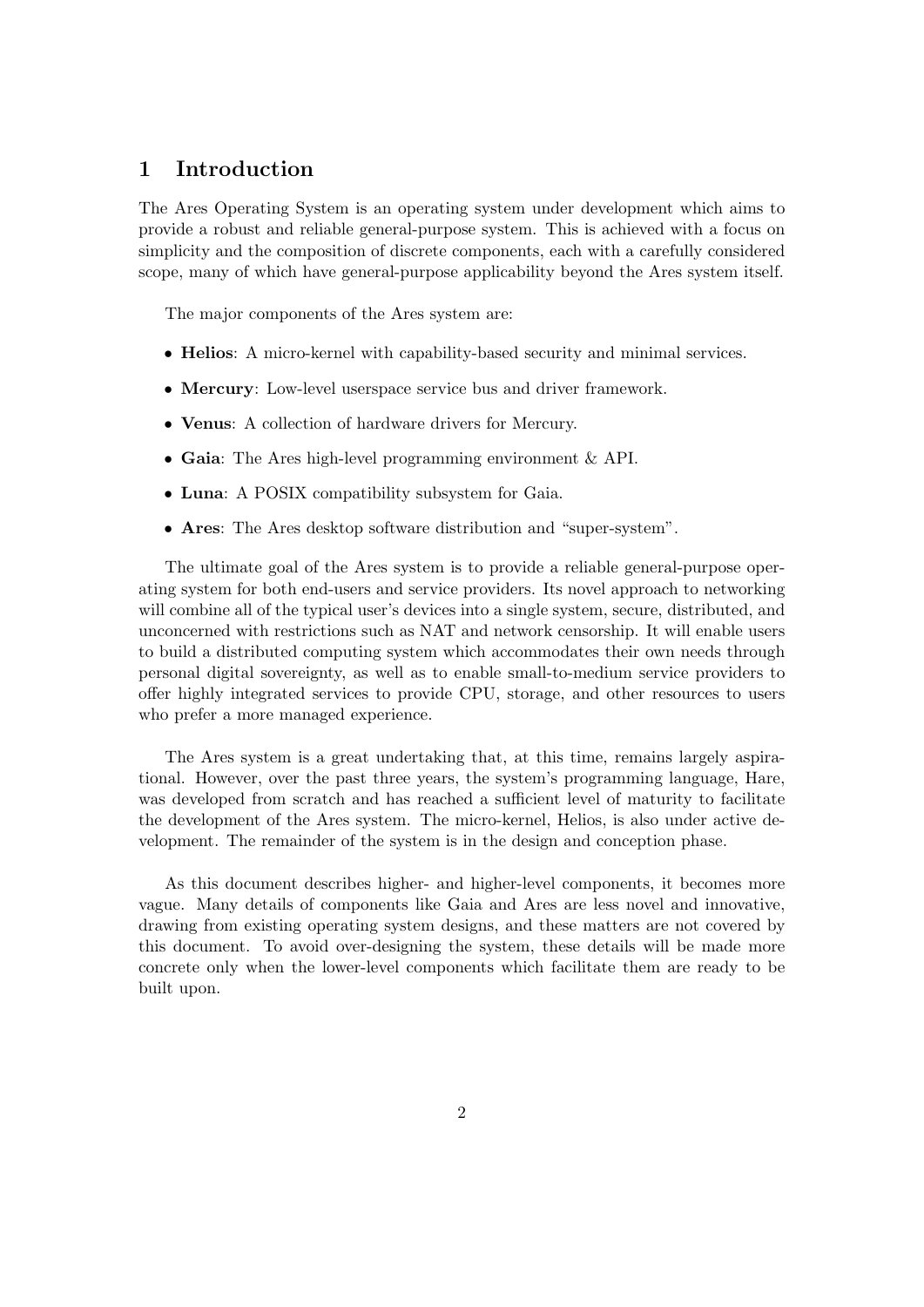# 1 Introduction

The Ares Operating System is an operating system under development which aims to provide a robust and reliable general-purpose system. This is achieved with a focus on simplicity and the composition of discrete components, each with a carefully considered scope, many of which have general-purpose applicability beyond the Ares system itself.

The major components of the Ares system are:

- **Helios**: A micro-kernel with capability-based security and minimal services.
- **Mercury**: Low-level userspace service bus and driver framework.
- **Venus**: A collection of hardware drivers for Mercury.
- **Gaia**: The Ares high-level programming environment & API.
- **Luna**: A POSIX compatibility subsystem for Gaia.
- **Ares**: The Ares desktop software distribution and "super-system".

The ultimate goal of the Ares system is to provide a reliable general-purpose operating system for both end-users and service providers. Its novel approach to networking will combine all of the typical user's devices into a single system, secure, distributed, and unconcerned with restrictions such as NAT and network censorship. It will enable users to build a distributed computing system which accommodates their own needs through personal digital sovereignty, as well as to enable small-to-medium service providers to offer highly integrated services to provide CPU, storage, and other resources to users who prefer a more managed experience.

The Ares system is a great undertaking that, at this time, remains largely aspirational. However, over the past three years, the system's programming language, Hare, was developed from scratch and has reached a sufficient level of maturity to facilitate the development of the Ares system. The micro-kernel, Helios, is also under active development. The remainder of the system is in the design and conception phase.

As this document describes higher- and higher-level components, it becomes more vague. Many details of components like Gaia and Ares are less novel and innovative, drawing from existing operating system designs, and these matters are not covered by this document. To avoid over-designing the system, these details will be made more concrete only when the lower-level components which facilitate them are ready to be built upon.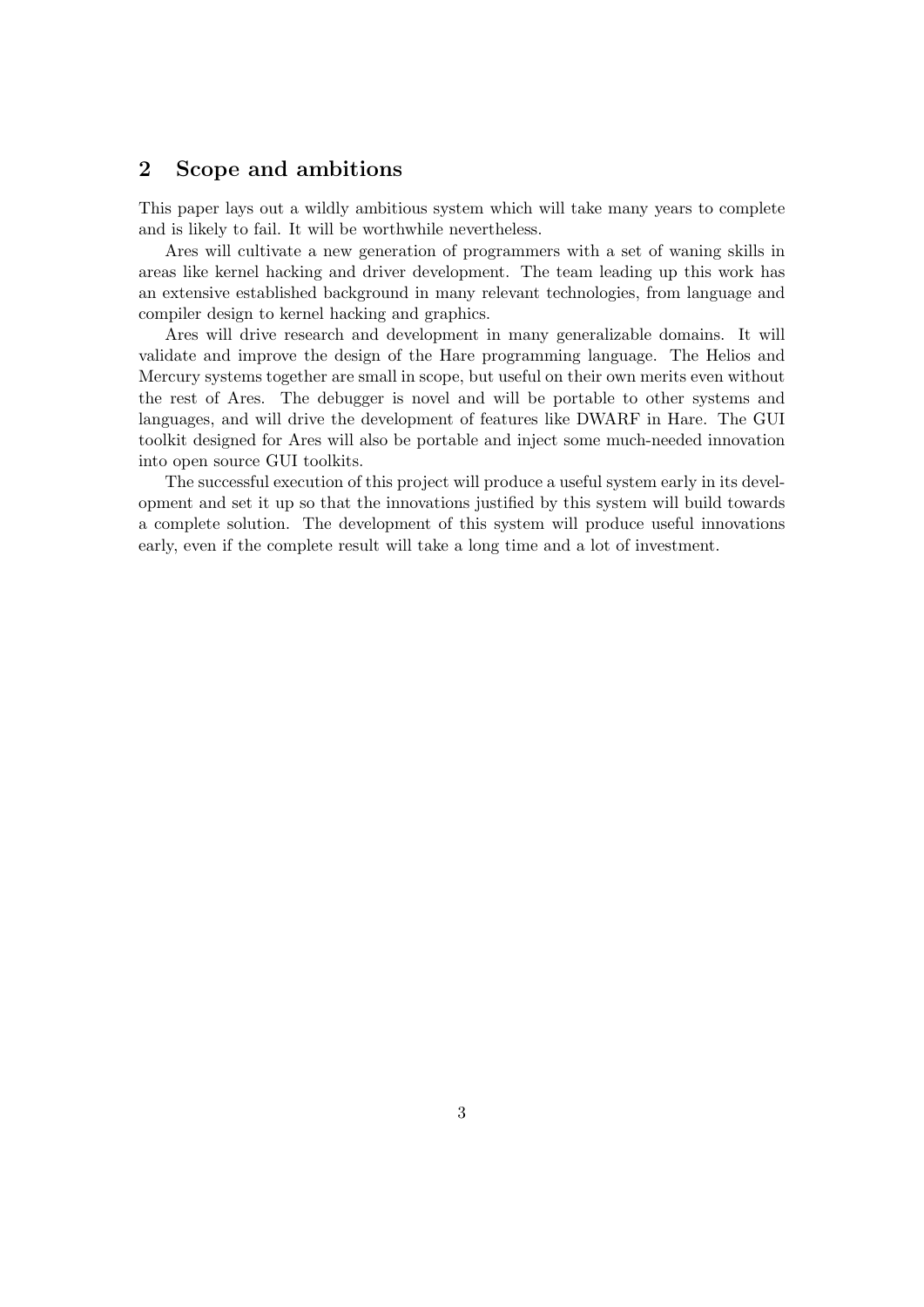## 2 Scope and ambitions

This paper lays out a wildly ambitious system which will take many years to complete and is likely to fail. It will be worthwhile nevertheless.

Ares will cultivate a new generation of programmers with a set of waning skills in areas like kernel hacking and driver development. The team leading up this work has an extensive established background in many relevant technologies, from language and compiler design to kernel hacking and graphics.

Ares will drive research and development in many generalizable domains. It will validate and improve the design of the Hare programming language. The Helios and Mercury systems together are small in scope, but useful on their own merits even without the rest of Ares. The debugger is novel and will be portable to other systems and languages, and will drive the development of features like DWARF in Hare. The GUI toolkit designed for Ares will also be portable and inject some much-needed innovation into open source GUI toolkits.

The successful execution of this project will produce a useful system early in its development and set it up so that the innovations justified by this system will build towards a complete solution. The development of this system will produce useful innovations early, even if the complete result will take a long time and a lot of investment.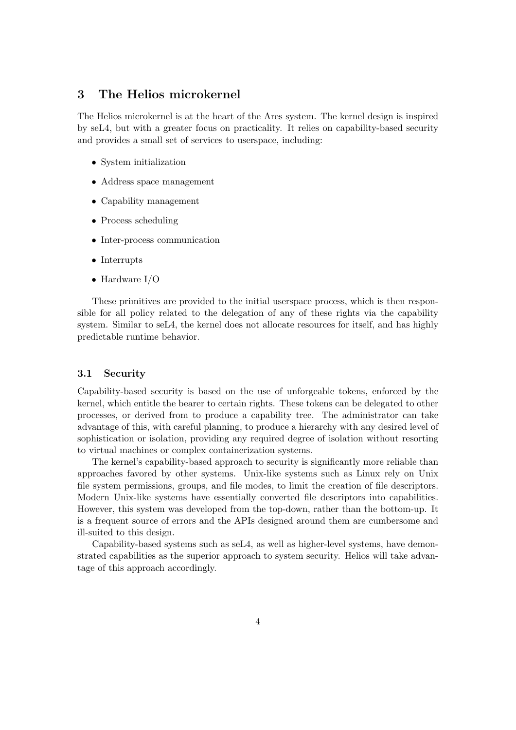## 3 The Helios microkernel

The Helios microkernel is at the heart of the Ares system. The kernel design is inspired by seL4, but with a greater focus on practicality. It relies on capability-based security and provides a small set of services to userspace, including:

- System initialization
- Address space management
- Capability management
- Process scheduling
- Inter-process communication
- Interrupts
- Hardware I/O

These primitives are provided to the initial userspace process, which is then responsible for all policy related to the delegation of any of these rights via the capability system. Similar to seL4, the kernel does not allocate resources for itself, and has highly predictable runtime behavior.

### 3.1 Security

Capability-based security is based on the use of unforgeable tokens, enforced by the kernel, which entitle the bearer to certain rights. These tokens can be delegated to other processes, or derived from to produce a capability tree. The administrator can take advantage of this, with careful planning, to produce a hierarchy with any desired level of sophistication or isolation, providing any required degree of isolation without resorting to virtual machines or complex containerization systems.

The kernel's capability-based approach to security is significantly more reliable than approaches favored by other systems. Unix-like systems such as Linux rely on Unix file system permissions, groups, and file modes, to limit the creation of file descriptors. Modern Unix-like systems have essentially converted file descriptors into capabilities. However, this system was developed from the top-down, rather than the bottom-up. It is a frequent source of errors and the APIs designed around them are cumbersome and ill-suited to this design.

Capability-based systems such as seL4, as well as higher-level systems, have demonstrated capabilities as the superior approach to system security. Helios will take advantage of this approach accordingly.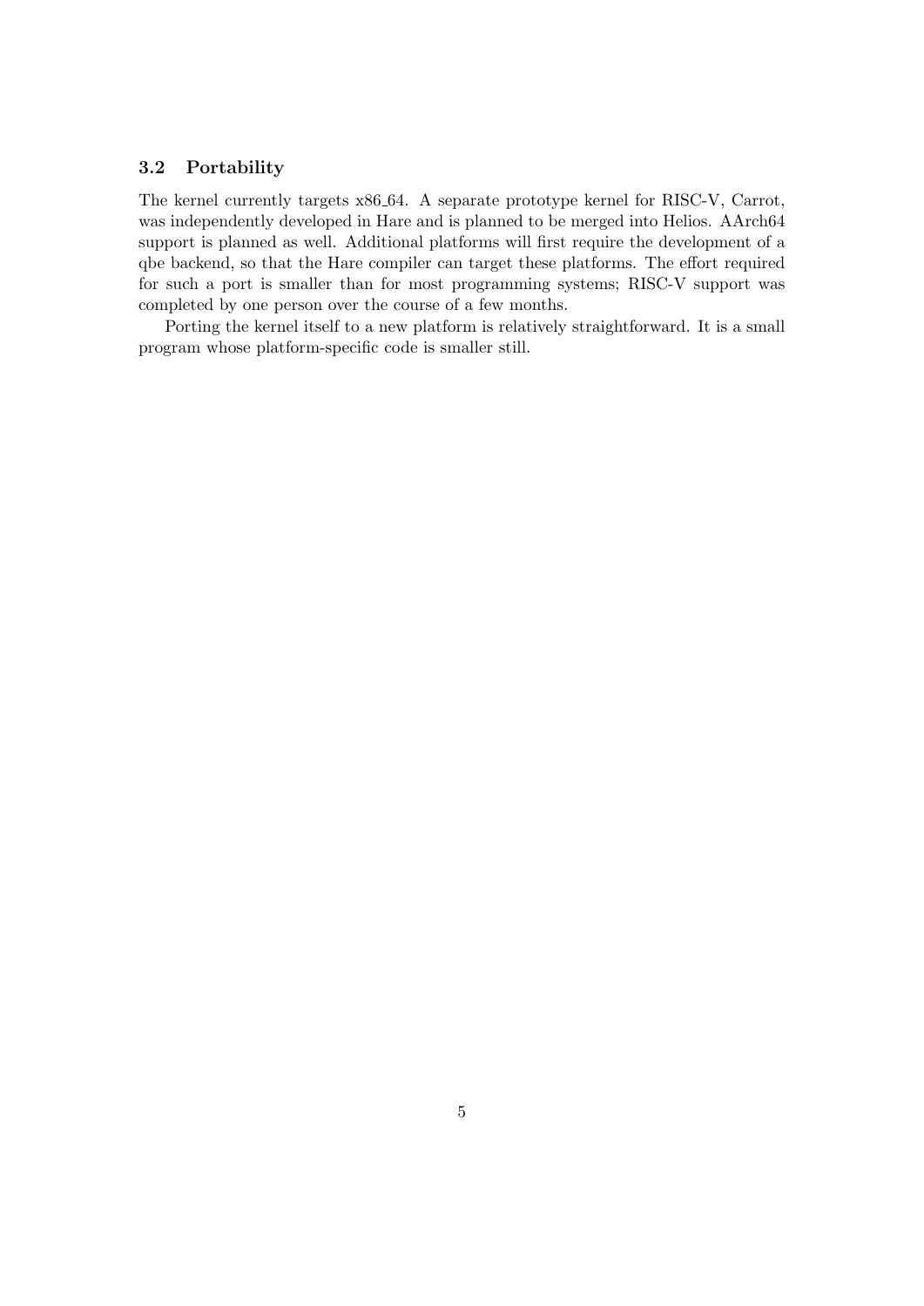### 3.2 Portability

The kernel currently targets x86_64. A separate prototype kernel for RISC-V, Carrot, was independently developed in Hare and is planned to be merged into Helios. AArch64 support is planned as well. Additional platforms will first require the development of a qbe backend, so that the Hare compiler can target these platforms. The effort required for such a port is smaller than for most programming systems; RISC-V support was completed by one person over the course of a few months.

Porting the kernel itself to a new platform is relatively straightforward. It is a small program whose platform-specific code is smaller still.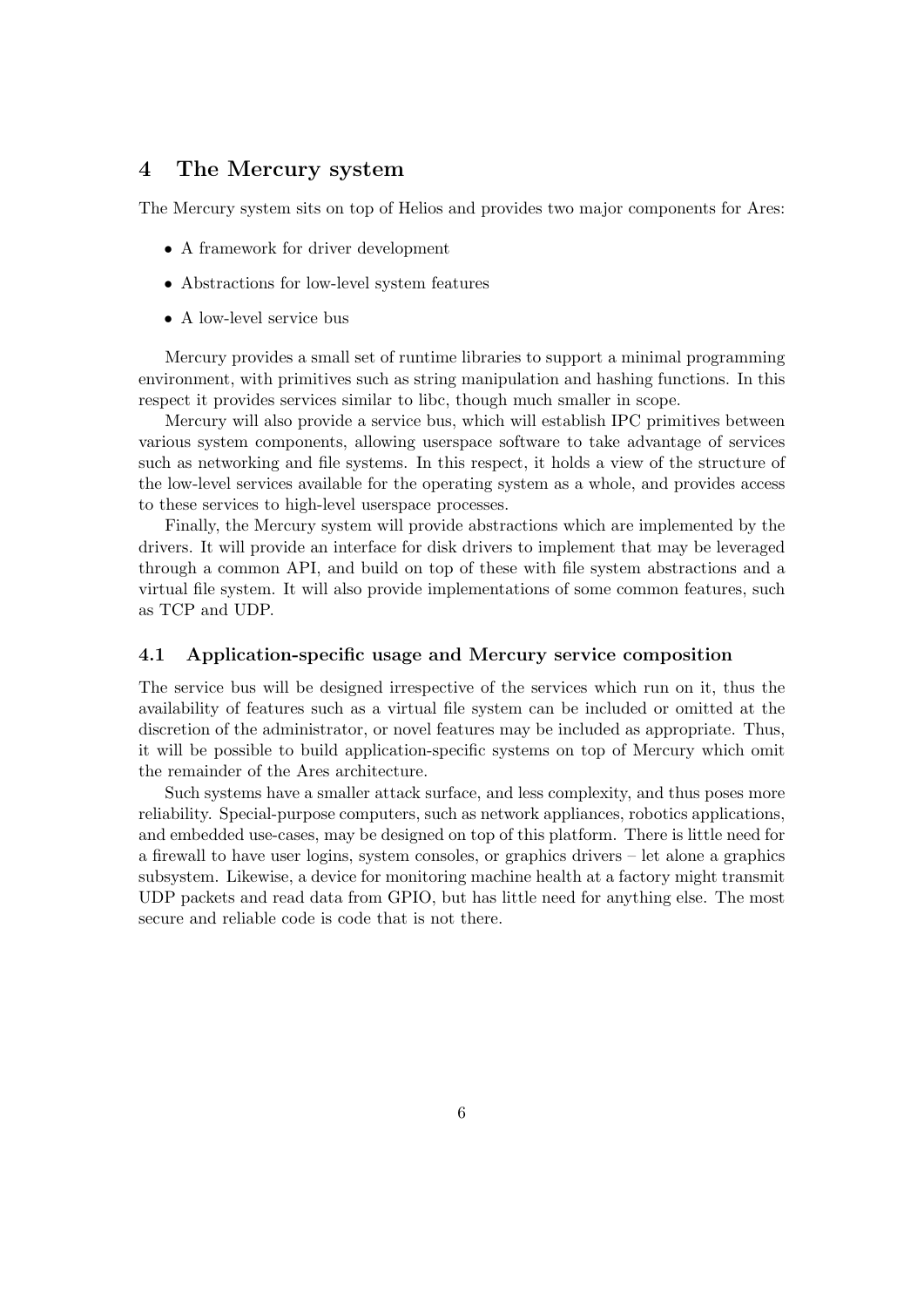# 4 The Mercury system

The Mercury system sits on top of Helios and provides two major components for Ares:

- A framework for driver development
- Abstractions for low-level system features
- A low-level service bus

Mercury provides a small set of runtime libraries to support a minimal programming environment, with primitives such as string manipulation and hashing functions. In this respect it provides services similar to libc, though much smaller in scope.

Mercury will also provide a service bus, which will establish IPC primitives between various system components, allowing userspace software to take advantage of services such as networking and file systems. In this respect, it holds a view of the structure of the low-level services available for the operating system as a whole, and provides access to these services to high-level userspace processes.

Finally, the Mercury system will provide abstractions which are implemented by the drivers. It will provide an interface for disk drivers to implement that may be leveraged through a common API, and build on top of these with file system abstractions and a virtual file system. It will also provide implementations of some common features, such as TCP and UDP.

## 4.1 Application-specific usage and Mercury service composition

The service bus will be designed irrespective of the services which run on it, thus the availability of features such as a virtual file system can be included or omitted at the discretion of the administrator, or novel features may be included as appropriate. Thus, it will be possible to build application-specific systems on top of Mercury which omit the remainder of the Ares architecture.

Such systems have a smaller attack surface, and less complexity, and thus poses more reliability. Special-purpose computers, such as network appliances, robotics applications, and embedded use-cases, may be designed on top of this platform. There is little need for a firewall to have user logins, system consoles, or graphics drivers – let alone a graphics subsystem. Likewise, a device for monitoring machine health at a factory might transmit UDP packets and read data from GPIO, but has little need for anything else. The most secure and reliable code is code that is not there.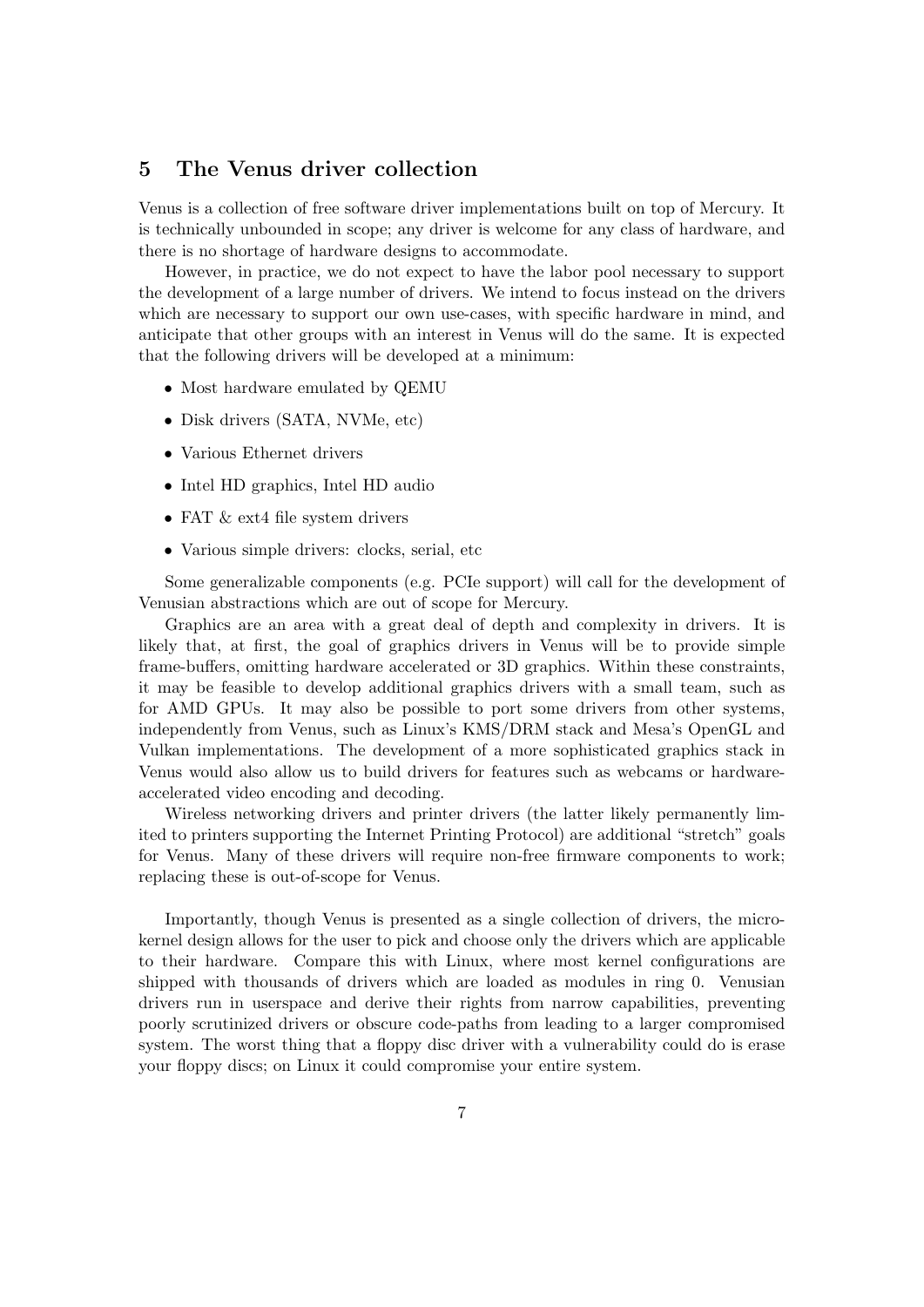## 5 The Venus driver collection

Venus is a collection of free software driver implementations built on top of Mercury. It is technically unbounded in scope; any driver is welcome for any class of hardware, and there is no shortage of hardware designs to accommodate.

However, in practice, we do not expect to have the labor pool necessary to support the development of a large number of drivers. We intend to focus instead on the drivers which are necessary to support our own use-cases, with specific hardware in mind, and anticipate that other groups with an interest in Venus will do the same. It is expected that the following drivers will be developed at a minimum:

- Most hardware emulated by QEMU
- Disk drivers (SATA, NVMe, etc)
- Various Ethernet drivers
- Intel HD graphics, Intel HD audio
- FAT & ext4 file system drivers
- Various simple drivers: clocks, serial, etc

Some generalizable components (e.g. PCIe support) will call for the development of Venusian abstractions which are out of scope for Mercury.

Graphics are an area with a great deal of depth and complexity in drivers. It is likely that, at first, the goal of graphics drivers in Venus will be to provide simple frame-buffers, omitting hardware accelerated or 3D graphics. Within these constraints, it may be feasible to develop additional graphics drivers with a small team, such as for AMD GPUs. It may also be possible to port some drivers from other systems, independently from Venus, such as Linux's KMS/DRM stack and Mesa's OpenGL and Vulkan implementations. The development of a more sophisticated graphics stack in Venus would also allow us to build drivers for features such as webcams or hardware-accelerated video encoding and decoding.

Wireless networking drivers and printer drivers (the latter likely permanently limited to printers supporting the Internet Printing Protocol) are additional "stretch" goals for Venus. Many of these drivers will require non-free firmware components to work; replacing these is out-of-scope for Venus.

Importantly, though Venus is presented as a single collection of drivers, the microkernel design allows for the user to pick and choose only the drivers which are applicable to their hardware. Compare this with Linux, where most kernel configurations are shipped with thousands of drivers which are loaded as modules in ring 0. Venusian drivers run in userspace and derive their rights from narrow capabilities, preventing poorly scrutinized drivers or obscure code-paths from leading to a larger compromised system. The worst thing that a floppy disc driver with a vulnerability could do is erase your floppy discs; on Linux it could compromise your entire system.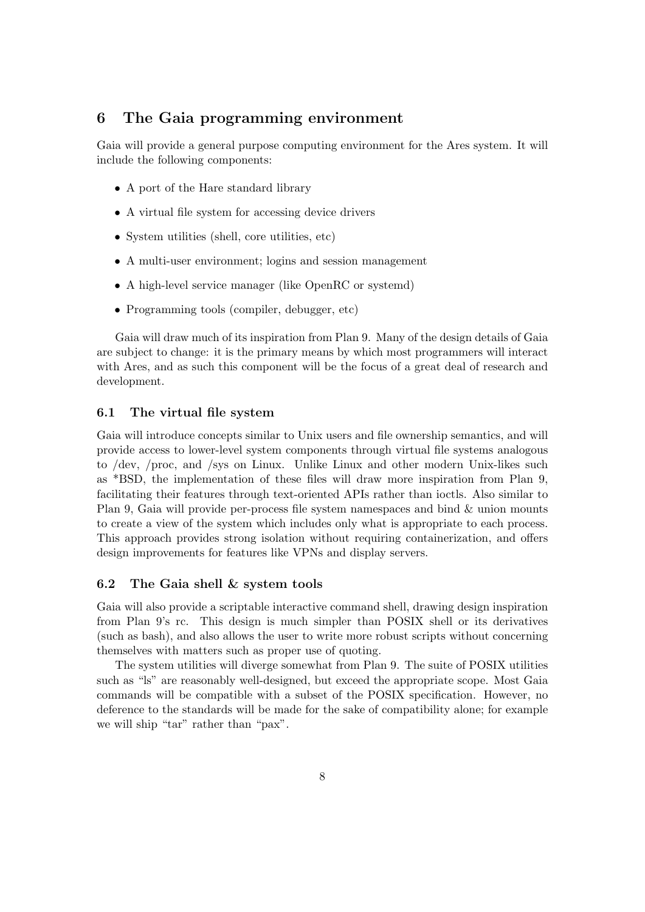## 6 The Gaia programming environment

Gaia will provide a general purpose computing environment for the Ares system. It will include the following components:

- A port of the Hare standard library
- A virtual file system for accessing device drivers
- System utilities (shell, core utilities, etc)
- A multi-user environment; logins and session management
- A high-level service manager (like OpenRC or systemd)
- Programming tools (compiler, debugger, etc)

Gaia will draw much of its inspiration from Plan 9. Many of the design details of Gaia are subject to change: it is the primary means by which most programmers will interact with Ares, and as such this component will be the focus of a great deal of research and development.

### 6.1 The virtual file system

Gaia will introduce concepts similar to Unix users and file ownership semantics, and will provide access to lower-level system components through virtual file systems analogous to /dev, /proc, and /sys on Linux. Unlike Linux and other modern Unix-likes such as *BSD, the implementation of these files will draw more inspiration from Plan 9, facilitating their features through text-oriented APIs rather than ioctls. Also similar to Plan 9, Gaia will provide per-process file system namespaces and bind & union mounts to create a view of the system which includes only what is appropriate to each process. This approach provides strong isolation without requiring containerization, and offers design improvements for features like VPNs and display servers.

### 6.2 The Gaia shell & system tools

Gaia will also provide a scriptable interactive command shell, drawing design inspiration from Plan 9's rc. This design is much simpler than POSIX shell or its derivatives (such as bash), and also allows the user to write more robust scripts without concerning themselves with matters such as proper use of quoting.

The system utilities will diverge somewhat from Plan 9. The suite of POSIX utilities such as "ls" are reasonably well-designed, but exceed the appropriate scope. Most Gaia commands will be compatible with a subset of the POSIX specification. However, no deference to the standards will be made for the sake of compatibility alone; for example we will ship "tar" rather than "pax".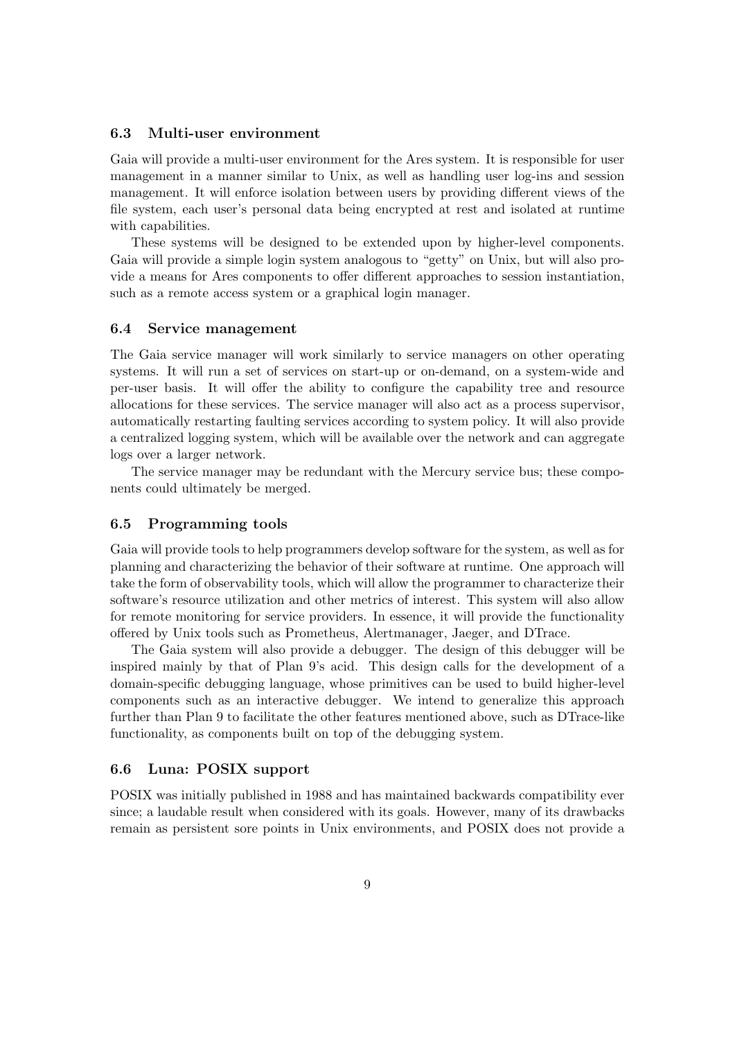### 6.3 Multi-user environment

Gaia will provide a multi-user environment for the Ares system. It is responsible for user management in a manner similar to Unix, as well as handling user log-ins and session management. It will enforce isolation between users by providing different views of the file system, each user's personal data being encrypted at rest and isolated at runtime with capabilities.

These systems will be designed to be extended upon by higher-level components. Gaia will provide a simple login system analogous to "getty" on Unix, but will also provide a means for Ares components to offer different approaches to session instantiation, such as a remote access system or a graphical login manager.

### 6.4 Service management

The Gaia service manager will work similarly to service managers on other operating systems. It will run a set of services on start-up or on-demand, on a system-wide and per-user basis. It will offer the ability to configure the capability tree and resource allocations for these services. The service manager will also act as a process supervisor, automatically restarting faulting services according to system policy. It will also provide a centralized logging system, which will be available over the network and can aggregate logs over a larger network.

The service manager may be redundant with the Mercury service bus; these components could ultimately be merged.

### 6.5 Programming tools

Gaia will provide tools to help programmers develop software for the system, as well as for planning and characterizing the behavior of their software at runtime. One approach will take the form of observability tools, which will allow the programmer to characterize their software's resource utilization and other metrics of interest. This system will also allow for remote monitoring for service providers. In essence, it will provide the functionality offered by Unix tools such as Prometheus, Alertmanager, Jaeger, and DTrace.

The Gaia system will also provide a debugger. The design of this debugger will be inspired mainly by that of Plan 9's acid. This design calls for the development of a domain-specific debugging language, whose primitives can be used to build higher-level components such as an interactive debugger. We intend to generalize this approach further than Plan 9 to facilitate the other features mentioned above, such as DTrace-like functionality, as components built on top of the debugging system.

### 6.6 Luna: POSIX support

POSIX was initially published in 1988 and has maintained backwards compatibility ever since; a laudable result when considered with its goals. However, many of its drawbacks remain as persistent sore points in Unix environments, and POSIX does not provide a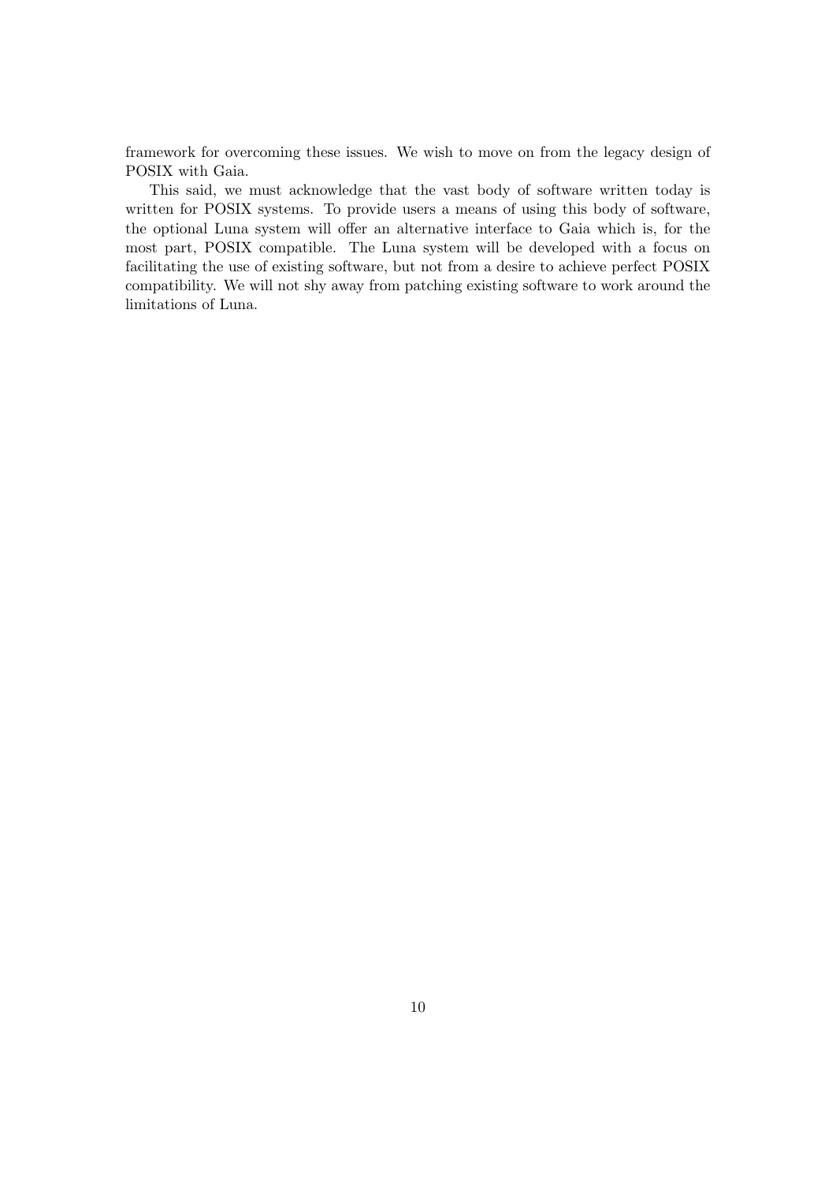framework for overcoming these issues. We wish to move on from the legacy design of POSIX with Gaia.

This said, we must acknowledge that the vast body of software written today is written for POSIX systems. To provide users a means of using this body of software, the optional Luna system will offer an alternative interface to Gaia which is, for the most part, POSIX compatible. The Luna system will be developed with a focus on facilitating the use of existing software, but not from a desire to achieve perfect POSIX compatibility. We will not shy away from patching existing software to work around the limitations of Luna.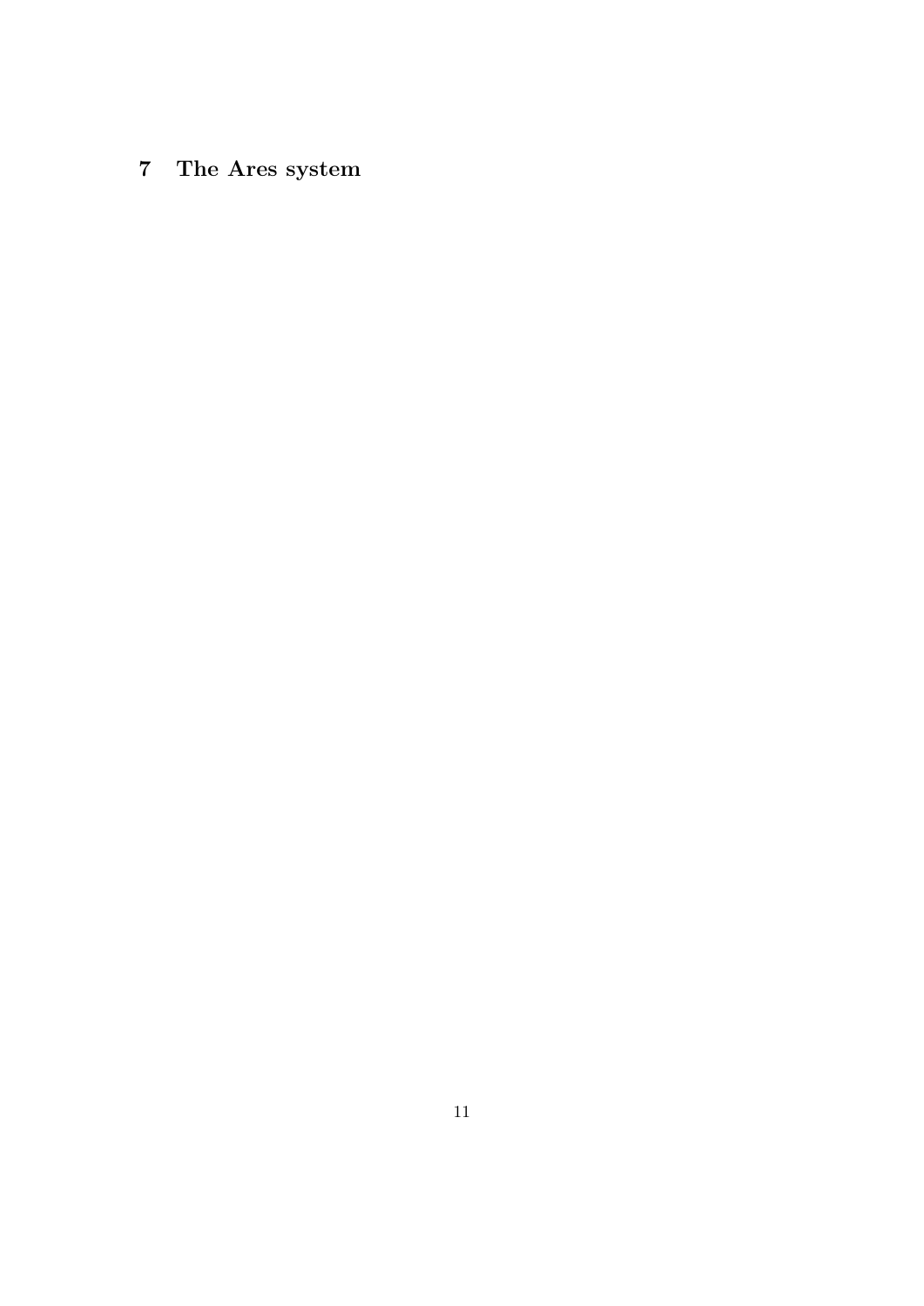## 7 The Ares system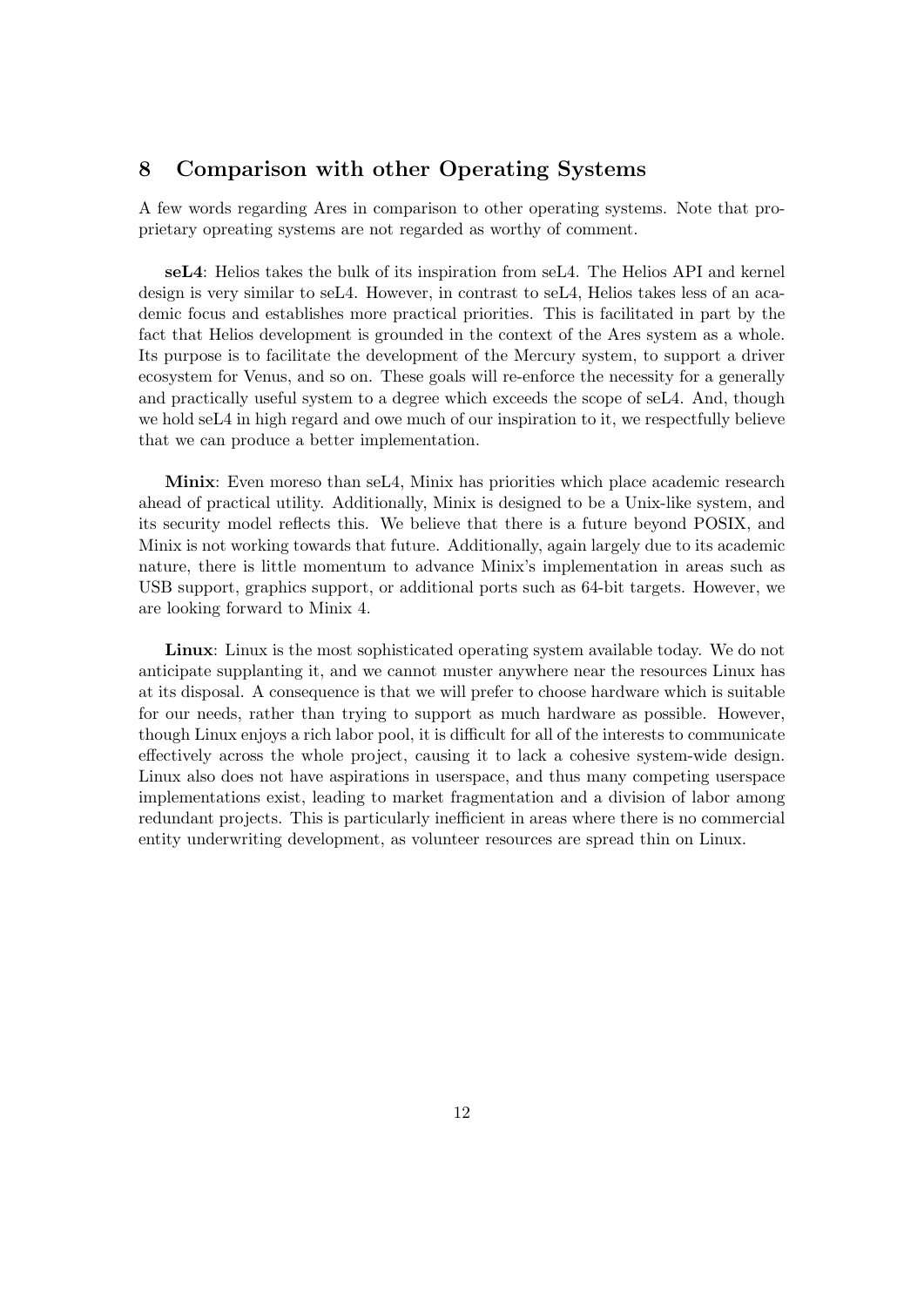## 8 Comparison with other Operating Systems

A few words regarding Ares in comparison to other operating systems. Note that proprietary opreating systems are not regarded as worthy of comment.

**seL4**: Helios takes the bulk of its inspiration from seL4. The Helios API and kernel design is very similar to seL4. However, in contrast to seL4, Helios takes less of an academic focus and establishes more practical priorities. This is facilitated in part by the fact that Helios development is grounded in the context of the Ares system as a whole. Its purpose is to facilitate the development of the Mercury system, to support a driver ecosystem for Venus, and so on. These goals will re-enforce the necessity for a generally and practically useful system to a degree which exceeds the scope of seL4. And, though we hold seL4 in high regard and owe much of our inspiration to it, we respectfully believe that we can produce a better implementation.

**Minix**: Even moreso than seL4, Minix has priorities which place academic research ahead of practical utility. Additionally, Minix is designed to be a Unix-like system, and its security model reflects this. We believe that there is a future beyond POSIX, and Minix is not working towards that future. Additionally, again largely due to its academic nature, there is little momentum to advance Minix's implementation in areas such as USB support, graphics support, or additional ports such as 64-bit targets. However, we are looking forward to Minix 4.

**Linux**: Linux is the most sophisticated operating system available today. We do not anticipate supplanting it, and we cannot muster anywhere near the resources Linux has at its disposal. A consequence is that we will prefer to choose hardware which is suitable for our needs, rather than trying to support as much hardware as possible. However, though Linux enjoys a rich labor pool, it is difficult for all of the interests to communicate effectively across the whole project, causing it to lack a cohesive system-wide design. Linux also does not have aspirations in userspace, and thus many competing userspace implementations exist, leading to market fragmentation and a division of labor among redundant projects. This is particularly inefficient in areas where there is no commercial entity underwriting development, as volunteer resources are spread thin on Linux.